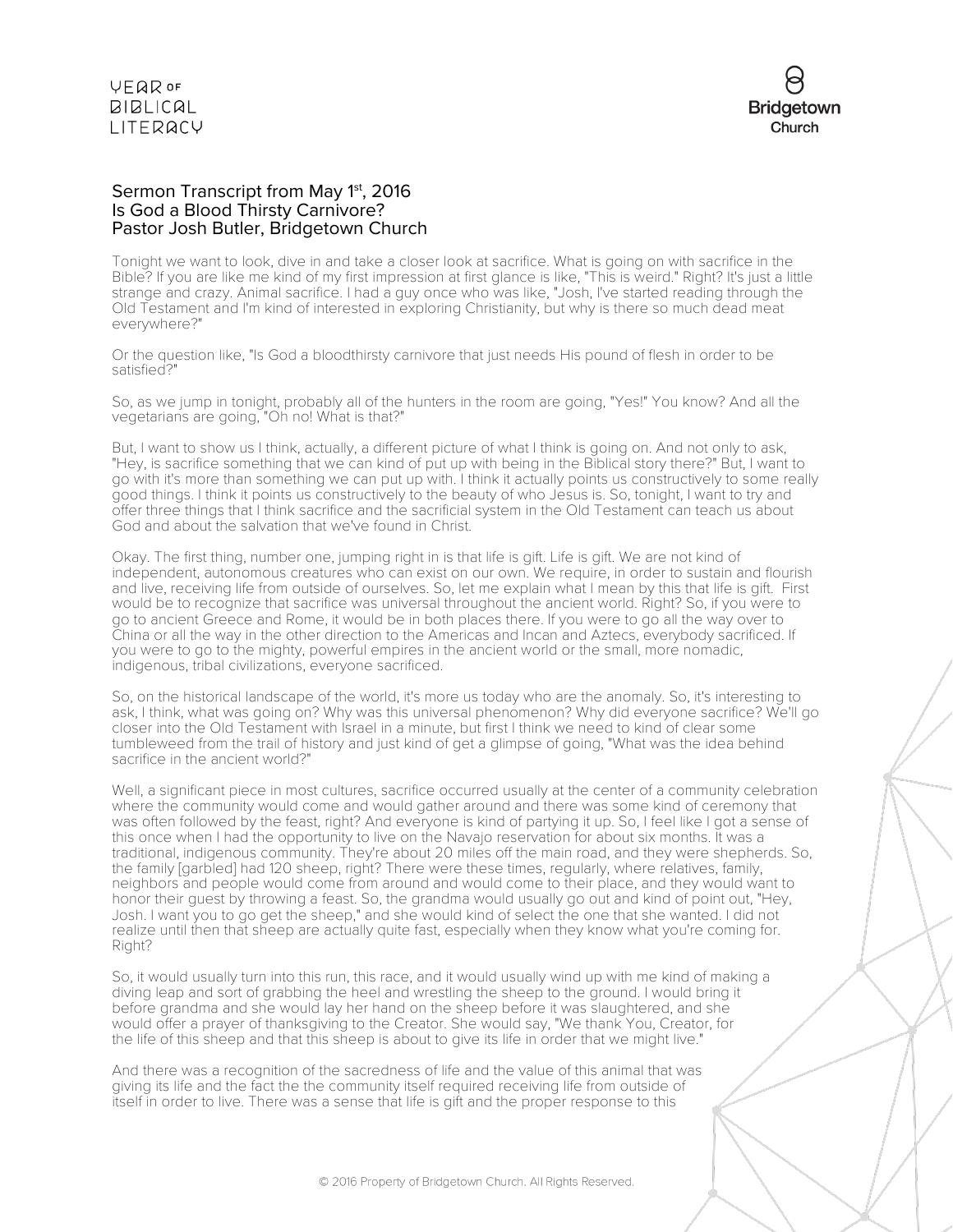## Sermon Transcript from May 1st, 2016
## Is God a Blood Thirsty Carnivore?
## Pastor Josh Butler, Bridgetown Church

Tonight we want to look, dive in and take a closer look at sacrifice. What is going on with sacrifice in the Bible? If you are like me kind of my first impression at first glance is like, "This is weird." Right? It's just a little strange and crazy. Animal sacrifice. I had a guy once who was like, "Josh, I've started reading through the Old Testament and I'm kind of interested in exploring Christianity, but why is there so much dead meat everywhere?"

Or the question like, "Is God a bloodthirsty carnivore that just needs His pound of flesh in order to be satisfied?"

So, as we jump in tonight, probably all of the hunters in the room are going, "Yes!" You know? And all the vegetarians are going, "Oh no! What is that?"

But, I want to show us I think, actually, a different picture of what I think is going on. And not only to ask, "Hey, is sacrifice something that we can kind of put up with being in the Biblical story there?" But, I want to go with it's more than something we can put up with. I think it actually points us constructively to some really good things. I think it points us constructively to the beauty of who Jesus is. So, tonight, I want to try and offer three things that I think sacrifice and the sacrificial system in the Old Testament can teach us about God and about the salvation that we've found in Christ.

Okay. The first thing, number one, jumping right in is that life is gift. Life is gift. We are not kind of independent, autonomous creatures who can exist on our own. We require, in order to sustain and flourish and live, receiving life from outside of ourselves. So, let me explain what I mean by this that life is gift. First would be to recognize that sacrifice was universal throughout the ancient world. Right? So, if you were to go to ancient Greece and Rome, it would be in both places there. If you were to go all the way over to China or all the way in the other direction to the Americas and Incan and Aztecs, everybody sacrificed. If you were to go to the mighty, powerful empires in the ancient world or the small, more nomadic, indigenous, tribal civilizations, everyone sacrificed.

So, on the historical landscape of the world, it's more us today who are the anomaly. So, it's interesting to ask, I think, what was going on? Why was this universal phenomenon? Why did everyone sacrifice? We'll go closer into the Old Testament with Israel in a minute, but first I think we need to kind of clear some tumbleweed from the trail of history and just kind of get a glimpse of going, "What was the idea behind sacrifice in the ancient world?"

Well, a significant piece in most cultures, sacrifice occurred usually at the center of a community celebration where the community would come and would gather around and there was some kind of ceremony that was often followed by the feast, right? And everyone is kind of partying it up. So, I feel like I got a sense of this once when I had the opportunity to live on the Navajo reservation for about six months. It was a traditional, indigenous community. They're about 20 miles off the main road, and they were shepherds. So, the family [garbled] had 120 sheep, right? There were these times, regularly, where relatives, family, neighbors and people would come from around and would come to their place, and they would want to honor their guest by throwing a feast. So, the grandma would usually go out and kind of point out, "Hey, Josh. I want you to go get the sheep," and she would kind of select the one that she wanted. I did not realize until then that sheep are actually quite fast, especially when they know what you're coming for. Right?

So, it would usually turn into this run, this race, and it would usually wind up with me kind of making a diving leap and sort of grabbing the heel and wrestling the sheep to the ground. I would bring it before grandma and she would lay her hand on the sheep before it was slaughtered, and she would offer a prayer of thanksgiving to the Creator. She would say, "We thank You, Creator, for the life of this sheep and that this sheep is about to give its life in order that we might live."

And there was a recognition of the sacredness of life and the value of this animal that was giving its life and the fact the the community itself required receiving life from outside of itself in order to live. There was a sense that life is gift and the proper response to this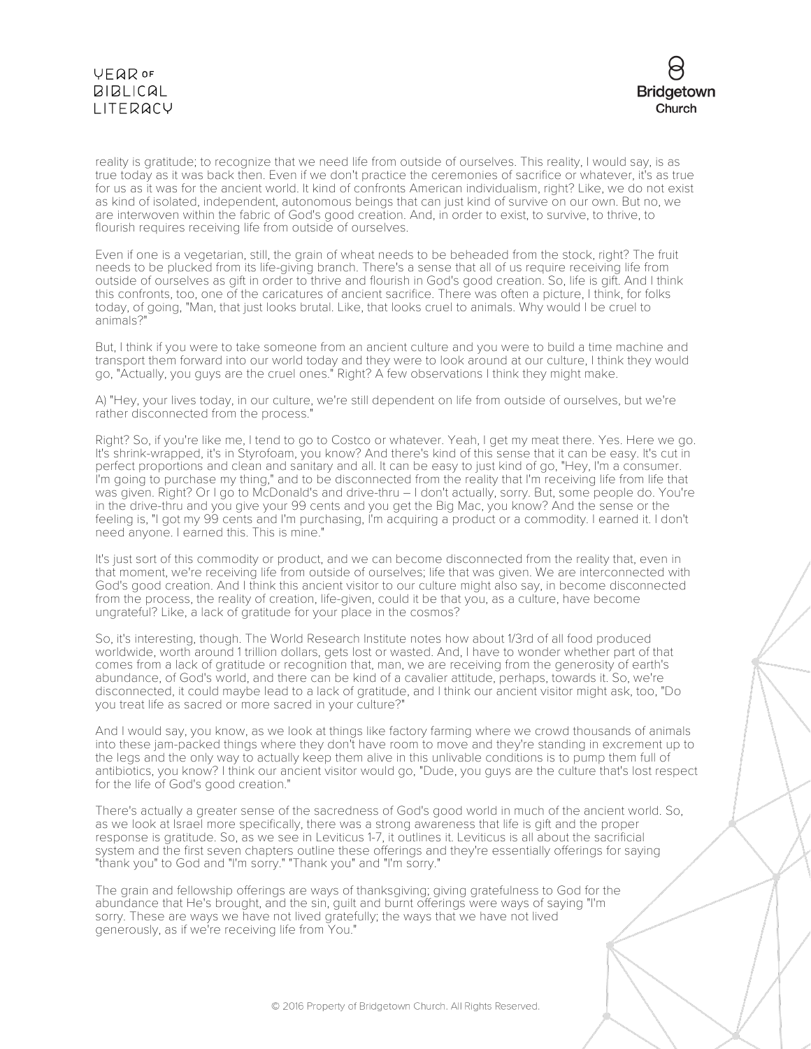reality is gratitude; to recognize that we need life from outside of ourselves. This reality, I would say, is as true today as it was back then. Even if we don't practice the ceremonies of sacrifice or whatever, it's as true for us as it was for the ancient world. It kind of confronts American individualism, right? Like, we do not exist as kind of isolated, independent, autonomous beings that can just kind of survive on our own. But no, we are interwoven within the fabric of God's good creation. And, in order to exist, to survive, to thrive, to flourish requires receiving life from outside of ourselves.

Even if one is a vegetarian, still, the grain of wheat needs to be beheaded from the stock, right? The fruit needs to be plucked from its life-giving branch. There's a sense that all of us require receiving life from outside of ourselves as gift in order to thrive and flourish in God's good creation. So, life is gift. And I think this confronts, too, one of the caricatures of ancient sacrifice. There was often a picture, I think, for folks today, of going, "Man, that just looks brutal. Like, that looks cruel to animals. Why would I be cruel to animals?"

But, I think if you were to take someone from an ancient culture and you were to build a time machine and transport them forward into our world today and they were to look around at our culture, I think they would go, "Actually, you guys are the cruel ones." Right? A few observations I think they might make.

A) "Hey, your lives today, in our culture, we're still dependent on life from outside of ourselves, but we're rather disconnected from the process."

Right? So, if you're like me, I tend to go to Costco or whatever. Yeah, I get my meat there. Yes. Here we go. It's shrink-wrapped, it's in Styrofoam, you know? And there's kind of this sense that it can be easy. It's cut in perfect proportions and clean and sanitary and all. It can be easy to just kind of go, "Hey, I'm a consumer. I'm going to purchase my thing," and to be disconnected from the reality that I'm receiving life from life that was given. Right? Or I go to McDonald's and drive-thru – I don't actually, sorry. But, some people do. You're in the drive-thru and you give your 99 cents and you get the Big Mac, you know? And the sense or the feeling is, "I got my 99 cents and I'm purchasing, I'm acquiring a product or a commodity. I earned it. I don't need anyone. I earned this. This is mine."

It's just sort of this commodity or product, and we can become disconnected from the reality that, even in that moment, we're receiving life from outside of ourselves; life that was given. We are interconnected with God's good creation. And I think this ancient visitor to our culture might also say, in become disconnected from the process, the reality of creation, life-given, could it be that you, as a culture, have become ungrateful? Like, a lack of gratitude for your place in the cosmos?

So, it's interesting, though. The World Research Institute notes how about 1/3rd of all food produced worldwide, worth around 1 trillion dollars, gets lost or wasted. And, I have to wonder whether part of that comes from a lack of gratitude or recognition that, man, we are receiving from the generosity of earth's abundance, of God's world, and there can be kind of a cavalier attitude, perhaps, towards it. So, we're disconnected, it could maybe lead to a lack of gratitude, and I think our ancient visitor might ask, too, "Do you treat life as sacred or more sacred in your culture?"

And I would say, you know, as we look at things like factory farming where we crowd thousands of animals into these jam-packed things where they don't have room to move and they're standing in excrement up to the legs and the only way to actually keep them alive in this unlivable conditions is to pump them full of antibiotics, you know? I think our ancient visitor would go, "Dude, you guys are the culture that's lost respect for the life of God's good creation."

There's actually a greater sense of the sacredness of God's good world in much of the ancient world. So, as we look at Israel more specifically, there was a strong awareness that life is gift and the proper response is gratitude. So, as we see in Leviticus 1-7, it outlines it. Leviticus is all about the sacrificial system and the first seven chapters outline these offerings and they're essentially offerings for saying "thank you" to God and "I'm sorry." "Thank you" and "I'm sorry."

The grain and fellowship offerings are ways of thanksgiving; giving gratefulness to God for the abundance that He's brought, and the sin, guilt and burnt offerings were ways of saying "I'm sorry. These are ways we have not lived gratefully; the ways that we have not lived generously, as if we're receiving life from You."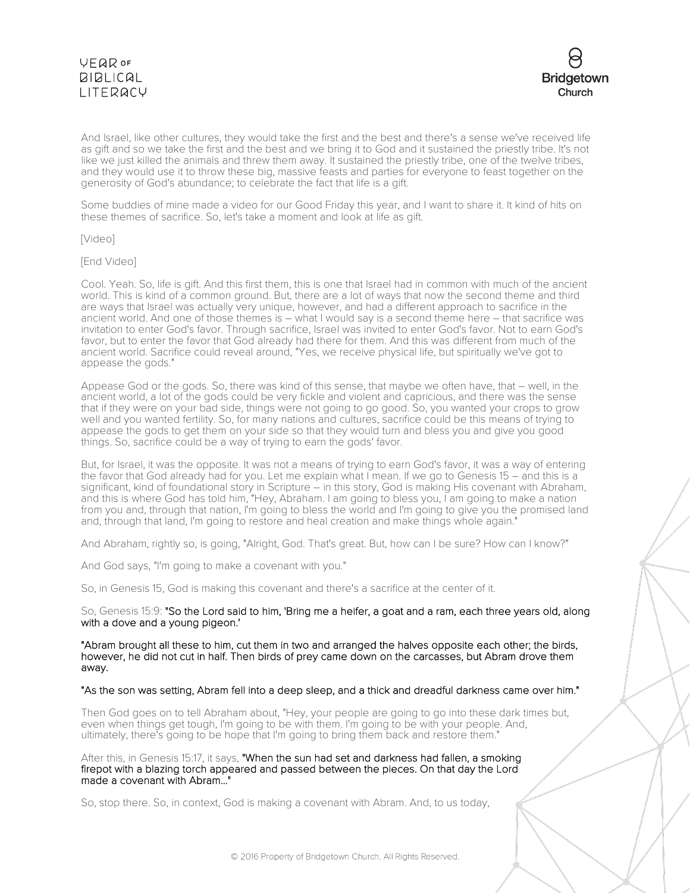And Israel, like other cultures, they would take the first and the best and there's a sense we've received life as gift and so we take the first and the best and we bring it to God and it sustained the priestly tribe. It's not like we just killed the animals and threw them away. It sustained the priestly tribe, one of the twelve tribes, and they would use it to throw these big, massive feasts and parties for everyone to feast together on the generosity of God's abundance; to celebrate the fact that life is a gift.

Some buddies of mine made a video for our Good Friday this year, and I want to share it. It kind of hits on these themes of sacrifice. So, let's take a moment and look at life as gift.

[Video]

[End Video]

Cool. Yeah. So, life is gift. And this first them, this is one that Israel had in common with much of the ancient world. This is kind of a common ground. But, there are a lot of ways that now the second theme and third are ways that Israel was actually very unique, however, and had a different approach to sacrifice in the ancient world. And one of those themes is – what I would say is a second theme here – that sacrifice was invitation to enter God's favor. Through sacrifice, Israel was invited to enter God's favor. Not to earn God's favor, but to enter the favor that God already had there for them. And this was different from much of the ancient world. Sacrifice could reveal around, "Yes, we receive physical life, but spiritually we've got to appease the gods."

Appease God or the gods. So, there was kind of this sense, that maybe we often have, that – well, in the ancient world, a lot of the gods could be very fickle and violent and capricious, and there was the sense that if they were on your bad side, things were not going to go good. So, you wanted your crops to grow well and you wanted fertility. So, for many nations and cultures, sacrifice could be this means of trying to appease the gods to get them on your side so that they would turn and bless you and give you good things. So, sacrifice could be a way of trying to earn the gods' favor.

But, for Israel, it was the opposite. It was not a means of trying to earn God's favor, it was a way of entering the favor that God already had for you. Let me explain what I mean. If we go to Genesis 15 – and this is a significant, kind of foundational story in Scripture – in this story, God is making His covenant with Abraham, and this is where God has told him, "Hey, Abraham. I am going to bless you, I am going to make a nation from you and, through that nation, I'm going to bless the world and I'm going to give you the promised land and, through that land, I'm going to restore and heal creation and make things whole again."

And Abraham, rightly so, is going, "Alright, God. That's great. But, how can I be sure? How can I know?"

And God says, "I'm going to make a covenant with you."

So, in Genesis 15, God is making this covenant and there's a sacrifice at the center of it.

So, Genesis 15:9: "So the Lord said to him, 'Bring me a heifer, a goat and a ram, each three years old, along with a dove and a young pigeon.'

"Abram brought all these to him, cut them in two and arranged the halves opposite each other; the birds, however, he did not cut in half. Then birds of prey came down on the carcasses, but Abram drove them away.

"As the son was setting, Abram fell into a deep sleep, and a thick and dreadful darkness came over him."

Then God goes on to tell Abraham about, "Hey, your people are going to go into these dark times but, even when things get tough, I'm going to be with them. I'm going to be with your people. And, ultimately, there's going to be hope that I'm going to bring them back and restore them."

After this, in Genesis 15:17, it says, "When the sun had set and darkness had fallen, a smoking firepot with a blazing torch appeared and passed between the pieces. On that day the Lord made a covenant with Abram..."

So, stop there. So, in context, God is making a covenant with Abram. And, to us today,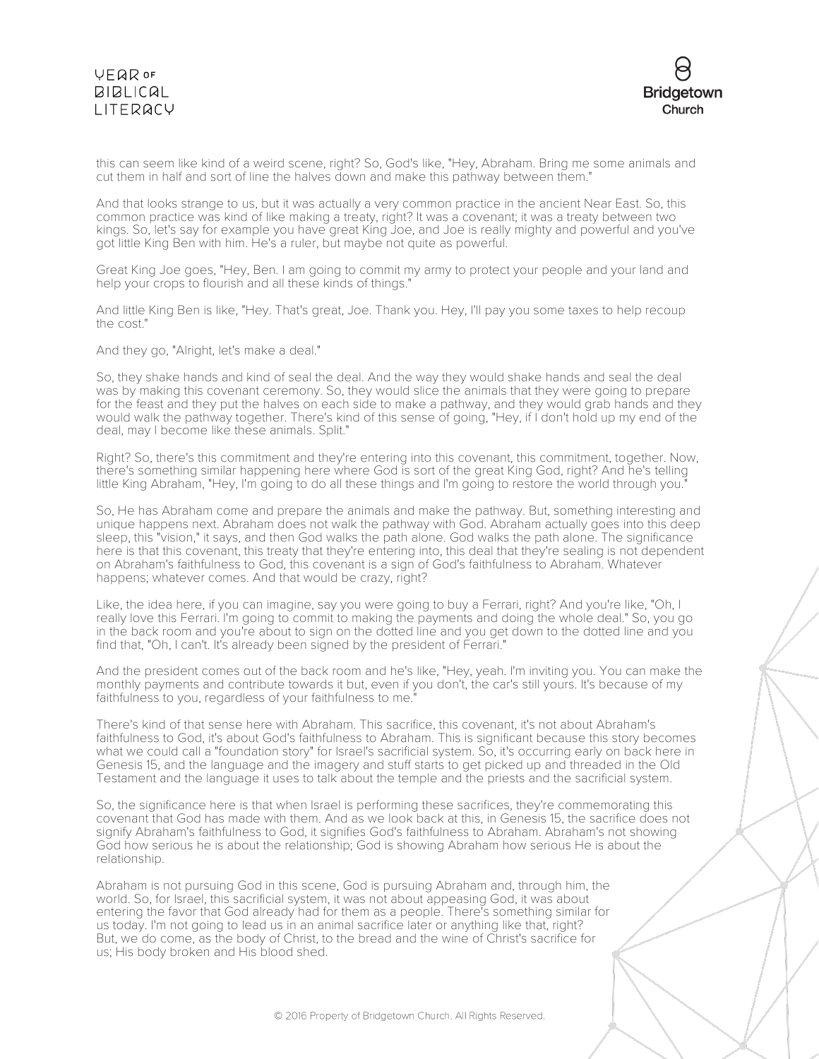this can seem like kind of a weird scene, right? So, God's like, "Hey, Abraham. Bring me some animals and cut them in half and sort of line the halves down and make this pathway between them."

And that looks strange to us, but it was actually a very common practice in the ancient Near East. So, this common practice was kind of like making a treaty, right? It was a covenant; it was a treaty between two kings. So, let's say for example you have great King Joe, and Joe is really mighty and powerful and you've got little King Ben with him. He's a ruler, but maybe not quite as powerful.

Great King Joe goes, "Hey, Ben. I am going to commit my army to protect your people and your land and help your crops to flourish and all these kinds of things."

And little King Ben is like, "Hey. That's great, Joe. Thank you. Hey, I'll pay you some taxes to help recoup the cost."

And they go, "Alright, let's make a deal."

So, they shake hands and kind of seal the deal. And the way they would shake hands and seal the deal was by making this covenant ceremony. So, they would slice the animals that they were going to prepare for the feast and they put the halves on each side to make a pathway, and they would grab hands and they would walk the pathway together. There's kind of this sense of going, "Hey, if I don't hold up my end of the deal, may I become like these animals. Split."

Right? So, there's this commitment and they're entering into this covenant, this commitment, together. Now, there's something similar happening here where God is sort of the great King God, right? And he's telling little King Abraham, "Hey, I'm going to do all these things and I'm going to restore the world through you."

So, He has Abraham come and prepare the animals and make the pathway. But, something interesting and unique happens next. Abraham does not walk the pathway with God. Abraham actually goes into this deep sleep, this "vision," it says, and then God walks the path alone. God walks the path alone. The significance here is that this covenant, this treaty that they're entering into, this deal that they're sealing is not dependent on Abraham's faithfulness to God, this covenant is a sign of God's faithfulness to Abraham. Whatever happens; whatever comes. And that would be crazy, right?

Like, the idea here, if you can imagine, say you were going to buy a Ferrari, right? And you're like, "Oh, I really love this Ferrari. I'm going to commit to making the payments and doing the whole deal." So, you go in the back room and you're about to sign on the dotted line and you get down to the dotted line and you find that, "Oh, I can't. It's already been signed by the president of Ferrari."

And the president comes out of the back room and he's like, "Hey, yeah. I'm inviting you. You can make the monthly payments and contribute towards it but, even if you don't, the car's still yours. It's because of my faithfulness to you, regardless of your faithfulness to me."

There's kind of that sense here with Abraham. This sacrifice, this covenant, it's not about Abraham's faithfulness to God, it's about God's faithfulness to Abraham. This is significant because this story becomes what we could call a "foundation story" for Israel's sacrificial system. So, it's occurring early on back here in Genesis 15, and the language and the imagery and stuff starts to get picked up and threaded in the Old Testament and the language it uses to talk about the temple and the priests and the sacrificial system.

So, the significance here is that when Israel is performing these sacrifices, they're commemorating this covenant that God has made with them. And as we look back at this, in Genesis 15, the sacrifice does not signify Abraham's faithfulness to God, it signifies God's faithfulness to Abraham. Abraham's not showing God how serious he is about the relationship; God is showing Abraham how serious He is about the relationship.

Abraham is not pursuing God in this scene, God is pursuing Abraham and, through him, the world. So, for Israel, this sacrificial system, it was not about appeasing God, it was about entering the favor that God already had for them as a people. There's something similar for us today. I'm not going to lead us in an animal sacrifice later or anything like that, right? But, we do come, as the body of Christ, to the bread and the wine of Christ's sacrifice for us; His body broken and His blood shed.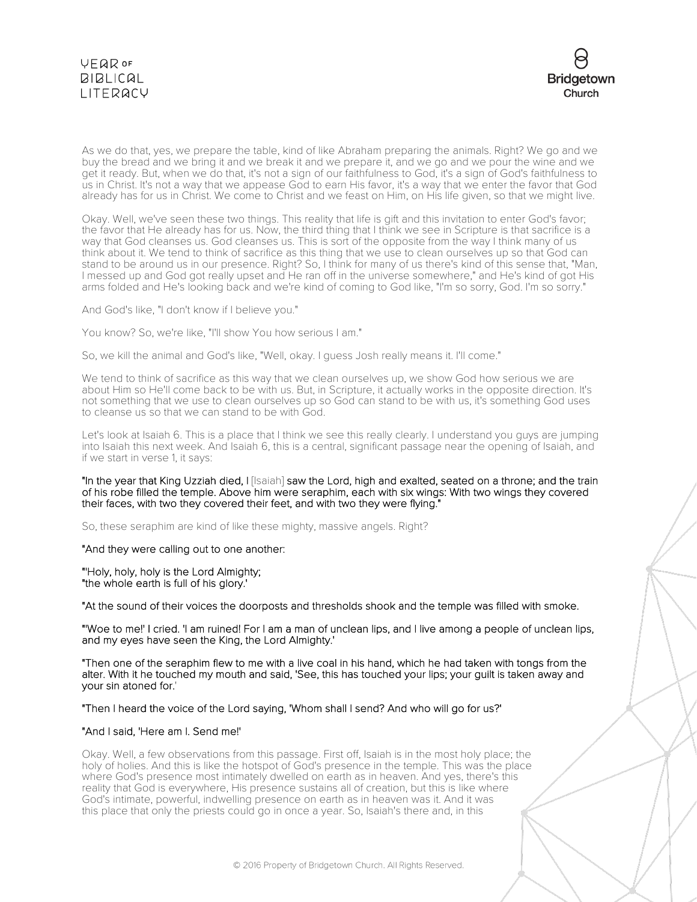As we do that, yes, we prepare the table, kind of like Abraham preparing the animals. Right? We go and we buy the bread and we bring it and we break it and we prepare it, and we go and we pour the wine and we get it ready. But, when we do that, it's not a sign of our faithfulness to God, it's a sign of God's faithfulness to us in Christ. It's not a way that we appease God to earn His favor, it's a way that we enter the favor that God already has for us in Christ. We come to Christ and we feast on Him, on His life given, so that we might live.

Okay. Well, we've seen these two things. This reality that life is gift and this invitation to enter God's favor; the favor that He already has for us. Now, the third thing that I think we see in Scripture is that sacrifice is a way that God cleanses us. God cleanses us. This is sort of the opposite from the way I think many of us think about it. We tend to think of sacrifice as this thing that we use to clean ourselves up so that God can stand to be around us in our presence. Right? So, I think for many of us there's kind of this sense that, "Man, I messed up and God got really upset and He ran off in the universe somewhere," and He's kind of got His arms folded and He's looking back and we're kind of coming to God like, "I'm so sorry, God. I'm so sorry."

And God's like, "I don't know if I believe you."

You know? So, we're like, "I'll show You how serious I am."

So, we kill the animal and God's like, "Well, okay. I guess Josh really means it. I'll come."

We tend to think of sacrifice as this way that we clean ourselves up, we show God how serious we are about Him so He'll come back to be with us. But, in Scripture, it actually works in the opposite direction. It's not something that we use to clean ourselves up so God can stand to be with us, it's something God uses to cleanse us so that we can stand to be with God.

Let's look at Isaiah 6. This is a place that I think we see this really clearly. I understand you guys are jumping into Isaiah this next week. And Isaiah 6, this is a central, significant passage near the opening of Isaiah, and if we start in verse 1, it says:

**"In the year that King Uzziah died, I** [Isaiah] **saw the Lord, high and exalted, seated on a throne; and the train of his robe filled the temple. Above him were seraphim, each with six wings: With two wings they covered their faces, with two they covered their feet, and with two they were flying."**

So, these seraphim are kind of like these mighty, massive angels. Right?

**"And they were calling out to one another:**

**"'Holy, holy, holy is the Lord Almighty;**
**"the whole earth is full of his glory.'**

**"At the sound of their voices the doorposts and thresholds shook and the temple was filled with smoke.**

**"'Woe to me!' I cried. 'I am ruined! For I am a man of unclean lips, and I live among a people of unclean lips, and my eyes have seen the King, the Lord Almighty.'**

**"Then one of the seraphim flew to me with a live coal in his hand, which he had taken with tongs from the alter. With it he touched my mouth and said, 'See, this has touched your lips; your guilt is taken away and your sin atoned for.'**

**"Then I heard the voice of the Lord saying, 'Whom shall I send? And who will go for us?'**

**"And I said, 'Here am I. Send me!'**

Okay. Well, a few observations from this passage. First off, Isaiah is in the most holy place; the holy of holies. And this is like the hotspot of God's presence in the temple. This was the place where God's presence most intimately dwelled on earth as in heaven. And yes, there's this reality that God is everywhere, His presence sustains all of creation, but this is like where God's intimate, powerful, indwelling presence on earth as in heaven was it. And it was this place that only the priests could go in once a year. So, Isaiah's there and, in this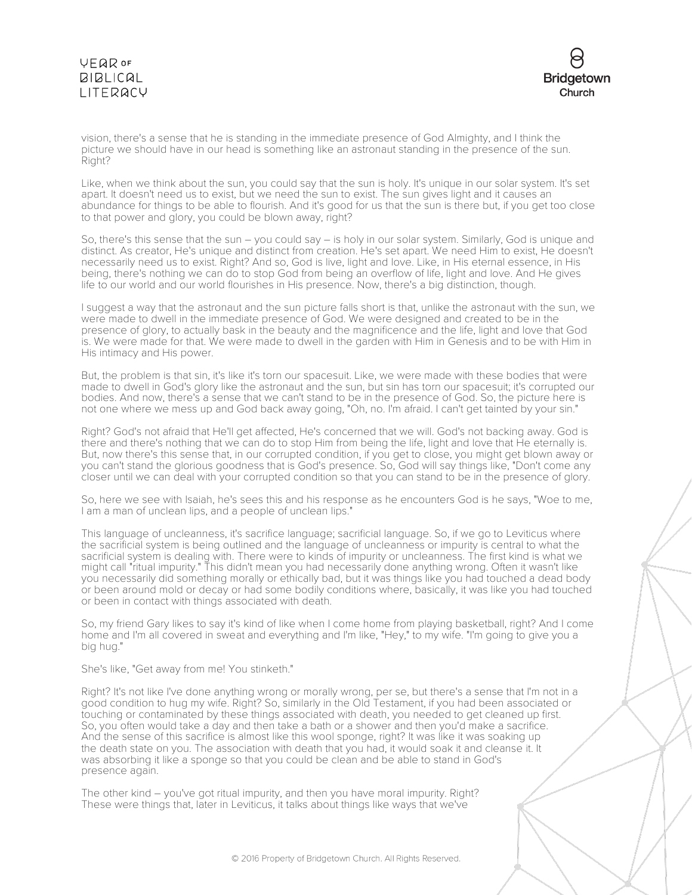vision, there's a sense that he is standing in the immediate presence of God Almighty, and I think the picture we should have in our head is something like an astronaut standing in the presence of the sun. Right?

Like, when we think about the sun, you could say that the sun is holy. It's unique in our solar system. It's set apart. It doesn't need us to exist, but we need the sun to exist. The sun gives light and it causes an abundance for things to be able to flourish. And it's good for us that the sun is there but, if you get too close to that power and glory, you could be blown away, right?

So, there's this sense that the sun – you could say – is holy in our solar system. Similarly, God is unique and distinct. As creator, He's unique and distinct from creation. He's set apart. We need Him to exist, He doesn't necessarily need us to exist. Right? And so, God is live, light and love. Like, in His eternal essence, in His being, there's nothing we can do to stop God from being an overflow of life, light and love. And He gives life to our world and our world flourishes in His presence. Now, there's a big distinction, though.

I suggest a way that the astronaut and the sun picture falls short is that, unlike the astronaut with the sun, we were made to dwell in the immediate presence of God. We were designed and created to be in the presence of glory, to actually bask in the beauty and the magnificence and the life, light and love that God is. We were made for that. We were made to dwell in the garden with Him in Genesis and to be with Him in His intimacy and His power.

But, the problem is that sin, it's like it's torn our spacesuit. Like, we were made with these bodies that were made to dwell in God's glory like the astronaut and the sun, but sin has torn our spacesuit; it's corrupted our bodies. And now, there's a sense that we can't stand to be in the presence of God. So, the picture here is not one where we mess up and God back away going, "Oh, no. I'm afraid. I can't get tainted by your sin."

Right? God's not afraid that He'll get affected, He's concerned that we will. God's not backing away. God is there and there's nothing that we can do to stop Him from being the life, light and love that He eternally is. But, now there's this sense that, in our corrupted condition, if you get to close, you might get blown away or you can't stand the glorious goodness that is God's presence. So, God will say things like, "Don't come any closer until we can deal with your corrupted condition so that you can stand to be in the presence of glory.

So, here we see with Isaiah, he's sees this and his response as he encounters God is he says, "Woe to me, I am a man of unclean lips, and a people of unclean lips."

This language of uncleanness, it's sacrifice language; sacrificial language. So, if we go to Leviticus where the sacrificial system is being outlined and the language of uncleanness or impurity is central to what the sacrificial system is dealing with. There were to kinds of impurity or uncleanness. The first kind is what we might call "ritual impurity." This didn't mean you had necessarily done anything wrong. Often it wasn't like you necessarily did something morally or ethically bad, but it was things like you had touched a dead body or been around mold or decay or had some bodily conditions where, basically, it was like you had touched or been in contact with things associated with death.

So, my friend Gary likes to say it's kind of like when I come home from playing basketball, right? And I come home and I'm all covered in sweat and everything and I'm like, "Hey," to my wife. "I'm going to give you a big hug."

She's like, "Get away from me! You stinketh."

Right? It's not like I've done anything wrong or morally wrong, per se, but there's a sense that I'm not in a good condition to hug my wife. Right? So, similarly in the Old Testament, if you had been associated or touching or contaminated by these things associated with death, you needed to get cleaned up first. So, you often would take a day and then take a bath or a shower and then you'd make a sacrifice. And the sense of this sacrifice is almost like this wool sponge, right? It was like it was soaking up the death state on you. The association with death that you had, it would soak it and cleanse it. It was absorbing it like a sponge so that you could be clean and be able to stand in God's presence again.

The other kind – you've got ritual impurity, and then you have moral impurity. Right? These were things that, later in Leviticus, it talks about things like ways that we've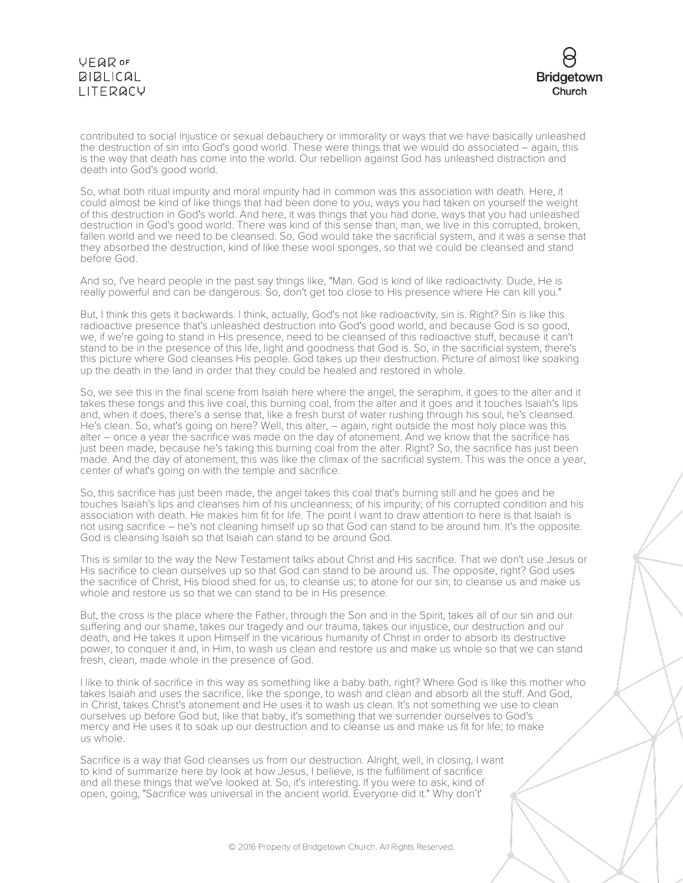contributed to social injustice or sexual debauchery or immorality or ways that we have basically unleashed the destruction of sin into God's good world. These were things that we would do associated – again, this is the way that death has come into the world. Our rebellion against God has unleashed distraction and death into God's good world.

So, what both ritual impurity and moral impurity had in common was this association with death. Here, it could almost be kind of like things that had been done to you, ways you had taken on yourself the weight of this destruction in God's world. And here, it was things that you had done, ways that you had unleashed destruction in God's good world. There was kind of this sense than, man, we live in this corrupted, broken, fallen world and we need to be cleansed. So, God would take the sacrificial system, and it was a sense that they absorbed the destruction, kind of like these wool sponges, so that we could be cleansed and stand before God.

And so, I've heard people in the past say things like, "Man. God is kind of like radioactivity. Dude, He is really powerful and can be dangerous. So, don't get too close to His presence where He can kill you."

But, I think this gets it backwards. I think, actually, God's not like radioactivity, sin is. Right? Sin is like this radioactive presence that's unleashed destruction into God's good world, and because God is so good, we, if we're going to stand in His presence, need to be cleansed of this radioactive stuff, because it can't stand to be in the presence of this life, light and goodness that God is. So, in the sacrificial system, there's this picture where God cleanses His people. God takes up their destruction. Picture of almost like soaking up the death in the land in order that they could be healed and restored in whole.

So, we see this in the final scene from Isaiah here where the angel, the seraphim, it goes to the alter and it takes these tongs and this live coal, this burning coal, from the alter and it goes and it touches Isaiah's lips and, when it does, there's a sense that, like a fresh burst of water rushing through his soul, he's cleansed. He's clean. So, what's going on here? Well, this alter, – again, right outside the most holy place was this alter – once a year the sacrifice was made on the day of atonement. And we know that the sacrifice has just been made, because he's taking this burning coal from the alter. Right? So, the sacrifice has just been made. And the day of atonement, this was like the climax of the sacrificial system. This was the once a year, center of what's going on with the temple and sacrifice.

So, this sacrifice has just been made, the angel takes this coal that's burning still and he goes and he touches Isaiah's lips and cleanses him of his uncleanness; of his impurity; of his corrupted condition and his association with death. He makes him fit for life. The point I want to draw attention to here is that Isaiah is not using sacrifice – he's not cleaning himself up so that God can stand to be around him. It's the opposite. God is cleansing Isaiah so that Isaiah can stand to be around God.

This is similar to the way the New Testament talks about Christ and His sacrifice. That we don't use Jesus or His sacrifice to clean ourselves up so that God can stand to be around us. The opposite, right? God uses the sacrifice of Christ, His blood shed for us, to cleanse us; to atone for our sin; to cleanse us and make us whole and restore us so that we can stand to be in His presence.

But, the cross is the place where the Father, through the Son and in the Spirit, takes all of our sin and our suffering and our shame, takes our tragedy and our trauma, takes our injustice, our destruction and our death, and He takes it upon Himself in the vicarious humanity of Christ in order to absorb its destructive power, to conquer it and, in Him, to wash us clean and restore us and make us whole so that we can stand fresh, clean, made whole in the presence of God.

I like to think of sacrifice in this way as something like a baby bath, right? Where God is like this mother who takes Isaiah and uses the sacrifice, like the sponge, to wash and clean and absorb all the stuff. And God, in Christ, takes Christ's atonement and He uses it to wash us clean. It's not something we use to clean ourselves up before God but, like that baby, it's something that we surrender ourselves to God's mercy and He uses it to soak up our destruction and to cleanse us and make us fit for life; to make us whole.

Sacrifice is a way that God cleanses us from our destruction. Alright, well, in closing, I want to kind of summarize here by look at how Jesus, I believe, is the fulfillment of sacrifice and all these things that we've looked at. So, it's interesting. If you were to ask, kind of open, going, "Sacrifice was universal in the ancient world. Everyone did it." Why don't'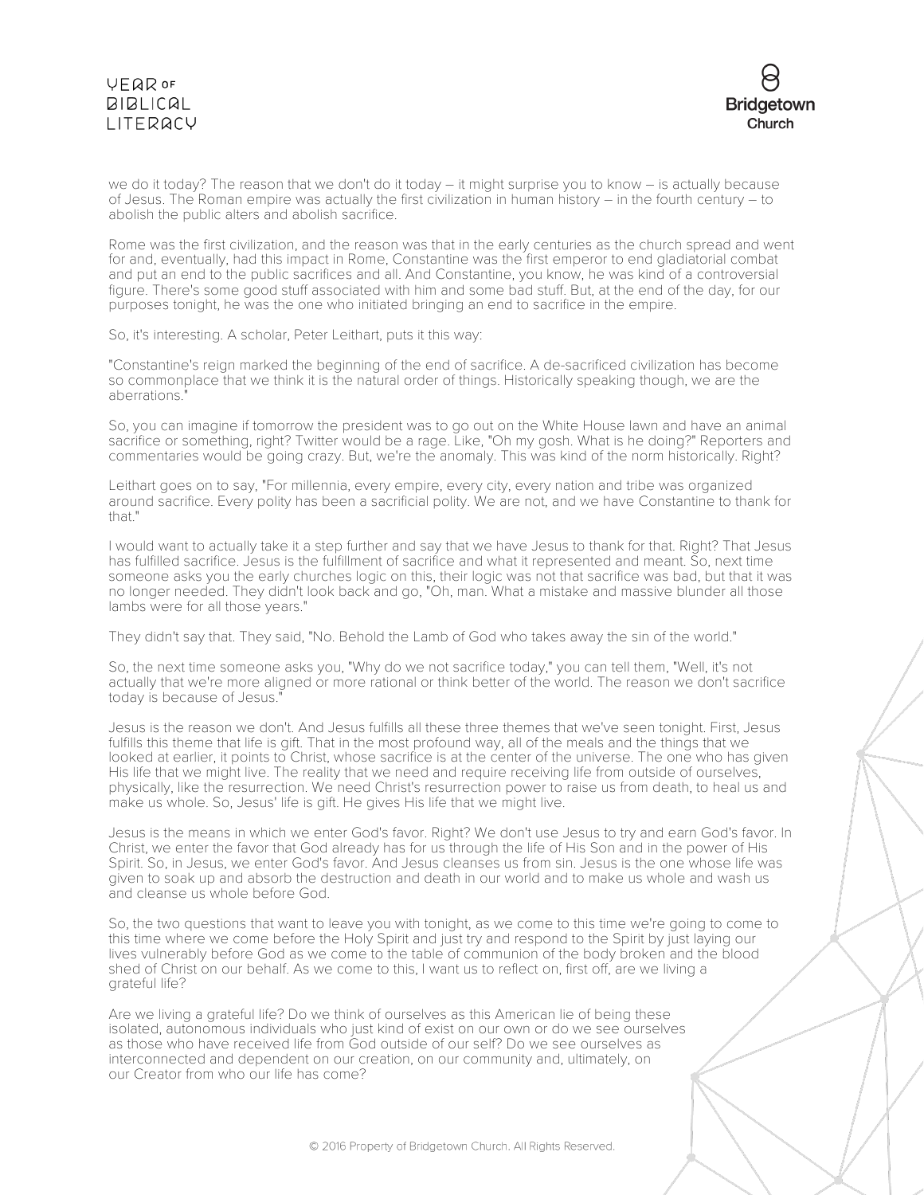we do it today? The reason that we don't do it today – it might surprise you to know – is actually because of Jesus. The Roman empire was actually the first civilization in human history – in the fourth century – to abolish the public alters and abolish sacrifice.

Rome was the first civilization, and the reason was that in the early centuries as the church spread and went for and, eventually, had this impact in Rome, Constantine was the first emperor to end gladiatorial combat and put an end to the public sacrifices and all. And Constantine, you know, he was kind of a controversial figure. There's some good stuff associated with him and some bad stuff. But, at the end of the day, for our purposes tonight, he was the one who initiated bringing an end to sacrifice in the empire.

So, it's interesting. A scholar, Peter Leithart, puts it this way:

"Constantine's reign marked the beginning of the end of sacrifice. A de-sacrificed civilization has become so commonplace that we think it is the natural order of things. Historically speaking though, we are the aberrations."

So, you can imagine if tomorrow the president was to go out on the White House lawn and have an animal sacrifice or something, right? Twitter would be a rage. Like, "Oh my gosh. What is he doing?" Reporters and commentaries would be going crazy. But, we're the anomaly. This was kind of the norm historically. Right?

Leithart goes on to say, "For millennia, every empire, every city, every nation and tribe was organized around sacrifice. Every polity has been a sacrificial polity. We are not, and we have Constantine to thank for that."

I would want to actually take it a step further and say that we have Jesus to thank for that. Right? That Jesus has fulfilled sacrifice. Jesus is the fulfillment of sacrifice and what it represented and meant. So, next time someone asks you the early churches logic on this, their logic was not that sacrifice was bad, but that it was no longer needed. They didn't look back and go, "Oh, man. What a mistake and massive blunder all those lambs were for all those years."

They didn't say that. They said, "No. Behold the Lamb of God who takes away the sin of the world."

So, the next time someone asks you, "Why do we not sacrifice today," you can tell them, "Well, it's not actually that we're more aligned or more rational or think better of the world. The reason we don't sacrifice today is because of Jesus."

Jesus is the reason we don't. And Jesus fulfills all these three themes that we've seen tonight. First, Jesus fulfills this theme that life is gift. That in the most profound way, all of the meals and the things that we looked at earlier, it points to Christ, whose sacrifice is at the center of the universe. The one who has given His life that we might live. The reality that we need and require receiving life from outside of ourselves, physically, like the resurrection. We need Christ's resurrection power to raise us from death, to heal us and make us whole. So, Jesus' life is gift. He gives His life that we might live.

Jesus is the means in which we enter God's favor. Right? We don't use Jesus to try and earn God's favor. In Christ, we enter the favor that God already has for us through the life of His Son and in the power of His Spirit. So, in Jesus, we enter God's favor. And Jesus cleanses us from sin. Jesus is the one whose life was given to soak up and absorb the destruction and death in our world and to make us whole and wash us and cleanse us whole before God.

So, the two questions that want to leave you with tonight, as we come to this time we're going to come to this time where we come before the Holy Spirit and just try and respond to the Spirit by just laying our lives vulnerably before God as we come to the table of communion of the body broken and the blood shed of Christ on our behalf. As we come to this, I want us to reflect on, first off, are we living a grateful life?

Are we living a grateful life? Do we think of ourselves as this American lie of being these isolated, autonomous individuals who just kind of exist on our own or do we see ourselves as those who have received life from God outside of our self? Do we see ourselves as interconnected and dependent on our creation, on our community and, ultimately, on our Creator from who our life has come?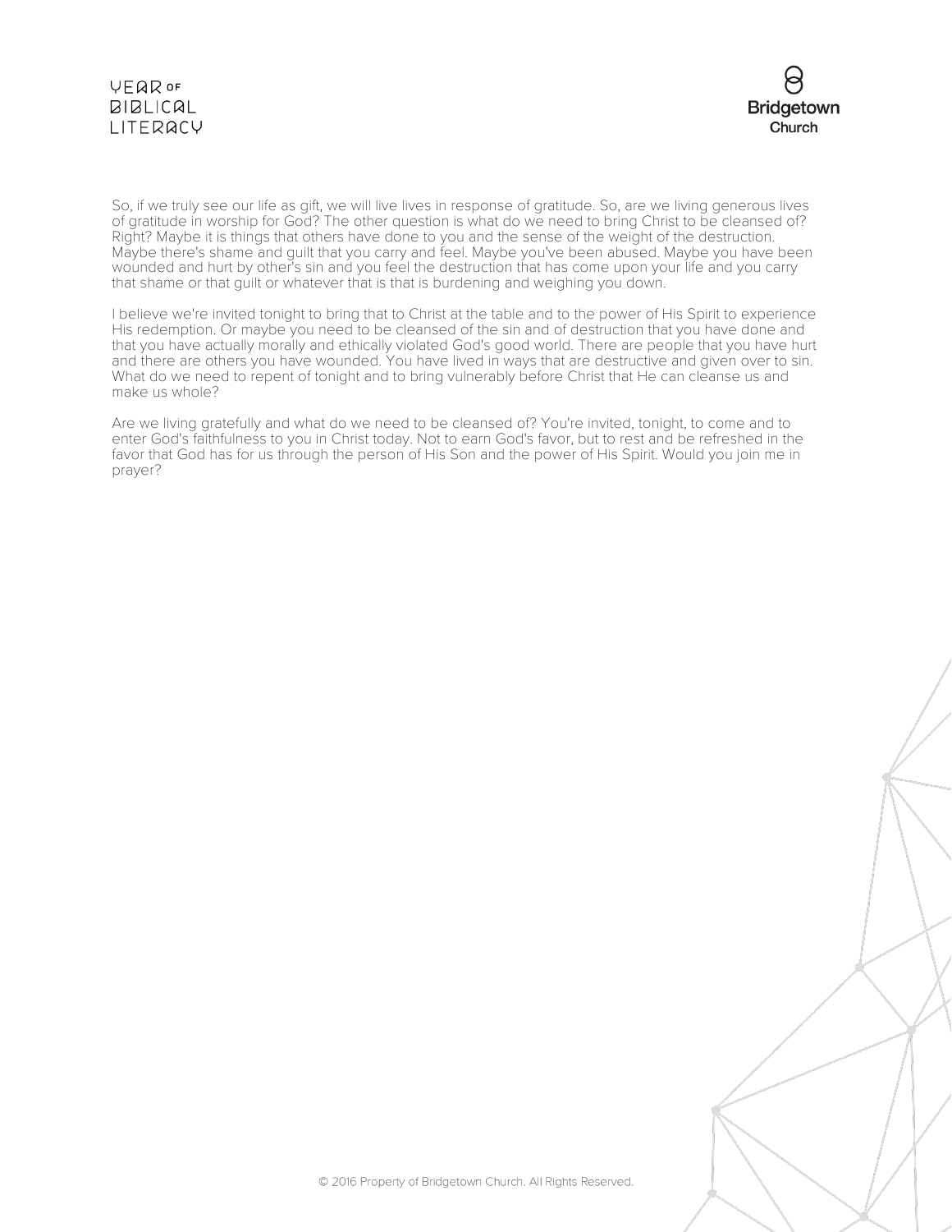So, if we truly see our life as gift, we will live lives in response of gratitude. So, are we living generous lives of gratitude in worship for God? The other question is what do we need to bring Christ to be cleansed of? Right? Maybe it is things that others have done to you and the sense of the weight of the destruction. Maybe there's shame and guilt that you carry and feel. Maybe you've been abused. Maybe you have been wounded and hurt by other's sin and you feel the destruction that has come upon your life and you carry that shame or that guilt or whatever that is that is burdening and weighing you down.

I believe we're invited tonight to bring that to Christ at the table and to the power of His Spirit to experience His redemption. Or maybe you need to be cleansed of the sin and of destruction that you have done and that you have actually morally and ethically violated God's good world. There are people that you have hurt and there are others you have wounded. You have lived in ways that are destructive and given over to sin. What do we need to repent of tonight and to bring vulnerably before Christ that He can cleanse us and make us whole?

Are we living gratefully and what do we need to be cleansed of? You're invited, tonight, to come and to enter God's faithfulness to you in Christ today. Not to earn God's favor, but to rest and be refreshed in the favor that God has for us through the person of His Son and the power of His Spirit. Would you join me in prayer?